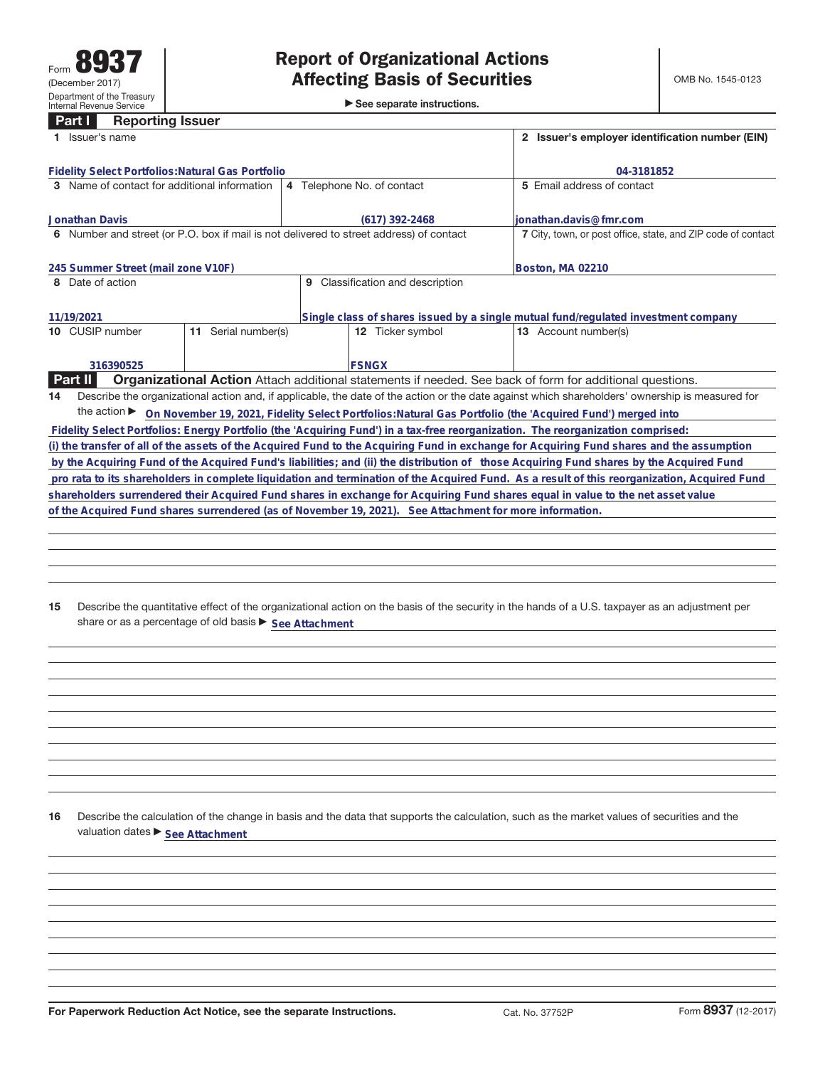Form **8937** (December 2017)
Department of the Treasury
Internal Revenue Service

# Report of Organizational Actions Affecting Basis of Securities

▶ See separate instructions.

OMB No. 1545-0123

## Part I Reporting Issuer

| | |
|---|---|
| **1** Issuer's name: Fidelity Select Portfolios:Natural Gas Portfolio | **2** Issuer's employer identification number (EIN): 04-3181852 |
| **3** Name of contact for additional information: Jonathan Davis | **4** Telephone No. of contact: (617) 392-2468 |
| **5** Email address of contact: jonathan.davis@fmr.com | |
| **6** Number and street (or P.O. box if mail is not delivered to street address) of contact: 245 Summer Street (mail zone V10F) | **7** City, town, or post office, state, and ZIP code of contact: Boston, MA 02210 |
| **8** Date of action: 11/19/2021 | **9** Classification and description: Single class of shares issued by a single mutual fund/regulated investment company |

| 10 CUSIP number | 11 Serial number(s) | 12 Ticker symbol | 13 Account number(s) |
|---|---|---|---|
| 316390525 | | FSNGX | |

## Part II Organizational Action

Attach additional statements if needed. See back of form for additional questions.

**14** Describe the organizational action and, if applicable, the date of the action or the date against which shareholders' ownership is measured for the action ▶ On November 19, 2021, Fidelity Select Portfolios:Natural Gas Portfolio (the 'Acquired Fund') merged into Fidelity Select Portfolios: Energy Portfolio (the 'Acquiring Fund') in a tax-free reorganization. The reorganization comprised: (i) the transfer of all of the assets of the Acquired Fund to the Acquiring Fund in exchange for Acquiring Fund shares and the assumption by the Acquiring Fund of the Acquired Fund's liabilities; and (ii) the distribution of those Acquiring Fund shares by the Acquired Fund pro rata to its shareholders in complete liquidation and termination of the Acquired Fund. As a result of this reorganization, Acquired Fund shareholders surrendered their Acquired Fund shares in exchange for Acquiring Fund shares equal in value to the net asset value of the Acquired Fund shares surrendered (as of November 19, 2021). See Attachment for more information.

**15** Describe the quantitative effect of the organizational action on the basis of the security in the hands of a U.S. taxpayer as an adjustment per share or as a percentage of old basis ▶ See Attachment

**16** Describe the calculation of the change in basis and the data that supports the calculation, such as the market values of securities and the valuation dates ▶ See Attachment

For Paperwork Reduction Act Notice, see the separate Instructions. Cat. No. 37752P Form **8937** (12-2017)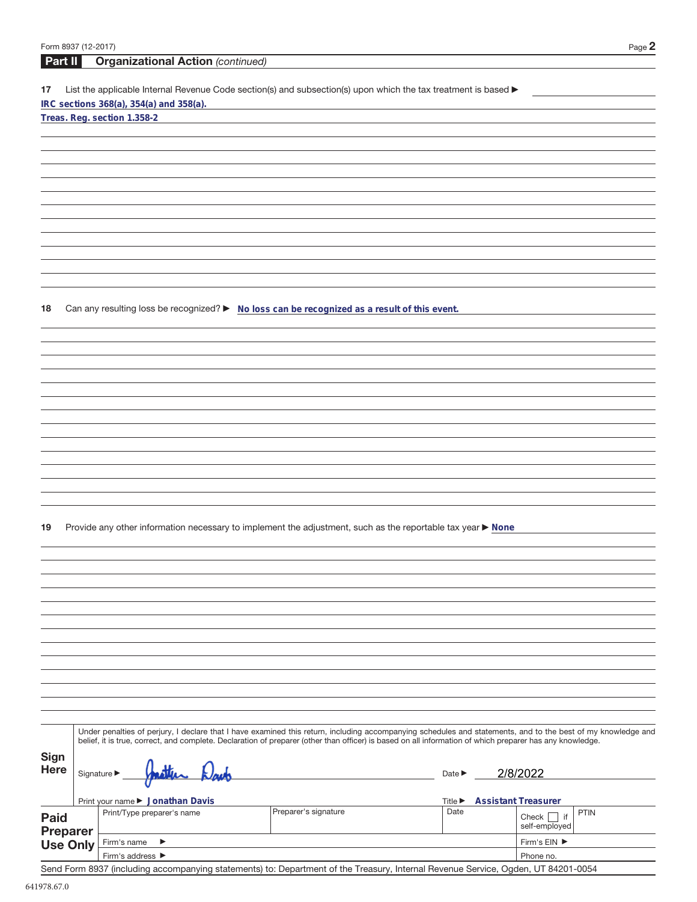## Part II Organizational Action *(continued)*

**17** List the applicable Internal Revenue Code section(s) and subsection(s) upon which the tax treatment is based ▶

IRC sections 368(a), 354(a) and 358(a).

Treas. Reg. section 1.358-2

**18** Can any resulting loss be recognized? ▶ No loss can be recognized as a result of this event.

**19** Provide any other information necessary to implement the adjustment, such as the reportable tax year ▶ None

**Sign Here**

Under penalties of perjury, I declare that I have examined this return, including accompanying schedules and statements, and to the best of my knowledge and belief, it is true, correct, and complete. Declaration of preparer (other than officer) is based on all information of which preparer has any knowledge.

Signature ▶ Jonathan Davis    Date ▶ 2/8/2022

Print your name ▶ Jonathan Davis    Title ▶ Assistant Treasurer

**Paid Preparer Use Only**

| Print/Type preparer's name | Preparer's signature | Date | Check ☐ if self-employed | PTIN |
|---|---|---|---|---|
| Firm's name ▶ | | | Firm's EIN ▶ | |
| Firm's address ▶ | | | Phone no. | |

Send Form 8937 (including accompanying statements) to: Department of the Treasury, Internal Revenue Service, Ogden, UT 84201-0054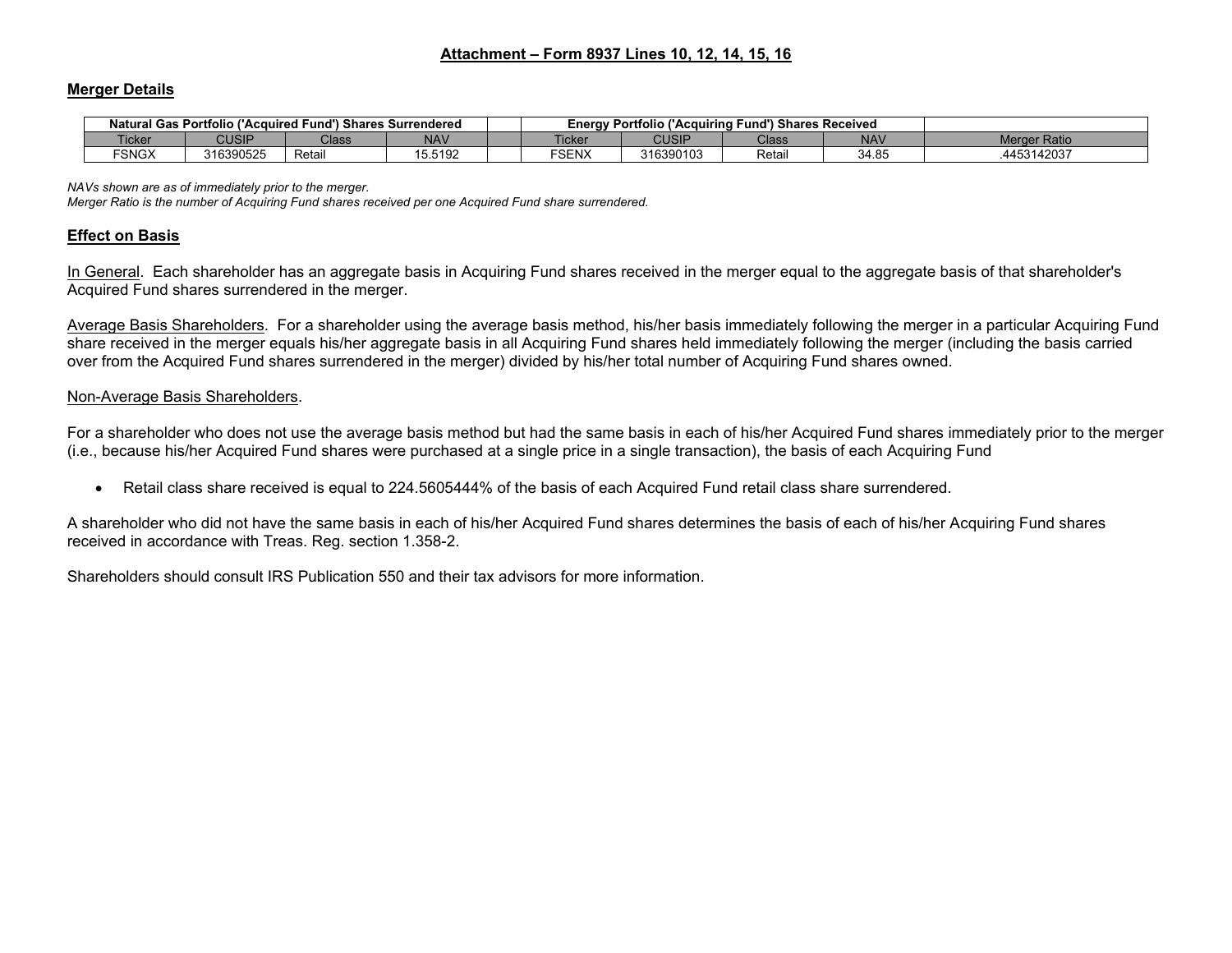## Attachment – Form 8937 Lines 10, 12, 14, 15, 16

**Merger Details**

| Natural Gas Portfolio ('Acquired Fund') Shares Surrendered | | | | | Energy Portfolio ('Acquiring Fund') Shares Received | | | | |
|---|---|---|---|---|---|---|---|---|---|
| Ticker | CUSIP | Class | NAV | | Ticker | CUSIP | Class | NAV | Merger Ratio |
| FSNGX | 316390525 | Retail | 15.5192 | | FSENX | 316390103 | Retail | 34.85 | .4453142037 |

*NAVs shown are as of immediately prior to the merger.*
*Merger Ratio is the number of Acquiring Fund shares received per one Acquired Fund share surrendered.*

**Effect on Basis**

In General. Each shareholder has an aggregate basis in Acquiring Fund shares received in the merger equal to the aggregate basis of that shareholder's Acquired Fund shares surrendered in the merger.

Average Basis Shareholders. For a shareholder using the average basis method, his/her basis immediately following the merger in a particular Acquiring Fund share received in the merger equals his/her aggregate basis in all Acquiring Fund shares held immediately following the merger (including the basis carried over from the Acquired Fund shares surrendered in the merger) divided by his/her total number of Acquiring Fund shares owned.

Non-Average Basis Shareholders.

For a shareholder who does not use the average basis method but had the same basis in each of his/her Acquired Fund shares immediately prior to the merger (i.e., because his/her Acquired Fund shares were purchased at a single price in a single transaction), the basis of each Acquiring Fund

- Retail class share received is equal to 224.5605444% of the basis of each Acquired Fund retail class share surrendered.

A shareholder who did not have the same basis in each of his/her Acquired Fund shares determines the basis of each of his/her Acquiring Fund shares received in accordance with Treas. Reg. section 1.358-2.

Shareholders should consult IRS Publication 550 and their tax advisors for more information.